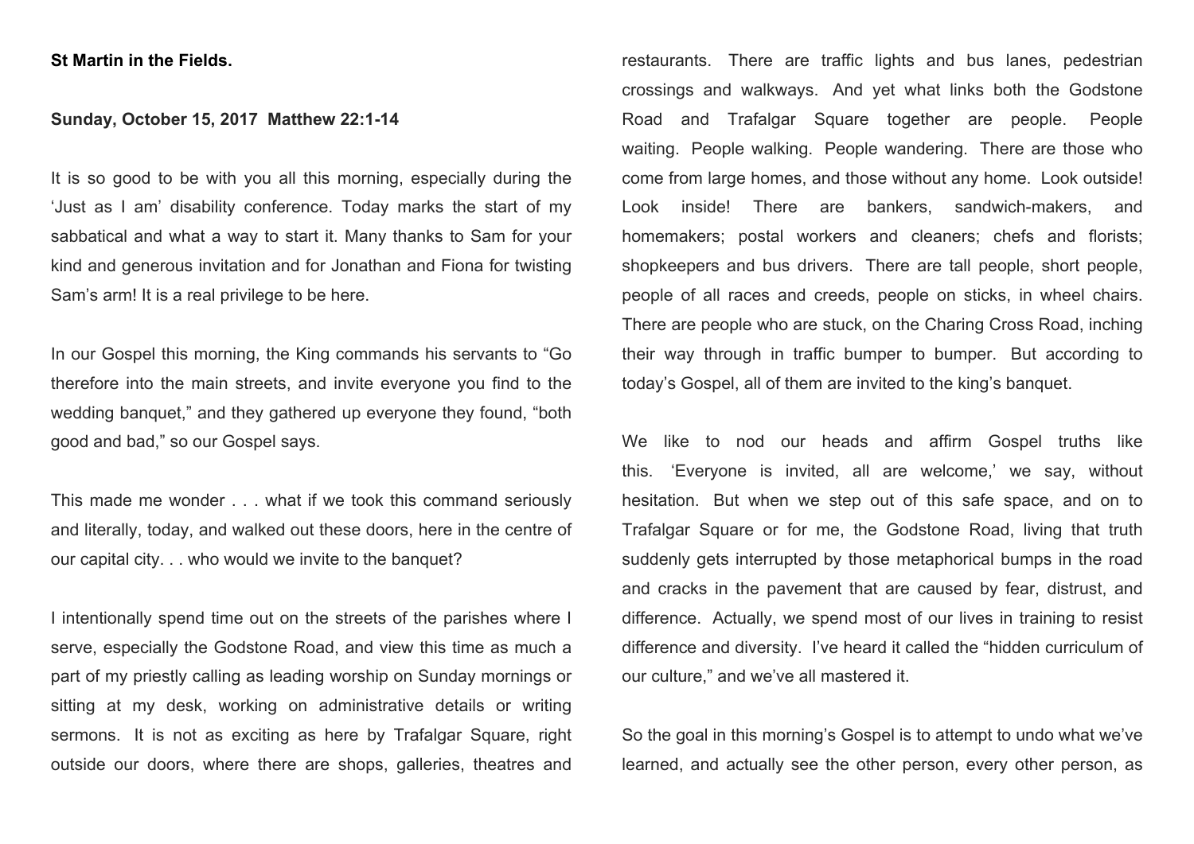**St Martin in the Fields.**

**Sunday, October 15, 2017 Matthew 22:1-14**

It is so good to be with you all this morning, especially during the 'Just as I am' disability conference. Today marks the start of my sabbatical and what a way to start it. Many thanks to Sam for your kind and generous invitation and for Jonathan and Fiona for twisting Sam's arm! It is a real privilege to be here.

In our Gospel this morning, the King commands his servants to "Go therefore into the main streets, and invite everyone you find to the wedding banquet," and they gathered up everyone they found, "both good and bad," so our Gospel says.

This made me wonder . . . what if we took this command seriously and literally, today, and walked out these doors, here in the centre of our capital city. . . who would we invite to the banquet?

I intentionally spend time out on the streets of the parishes where I serve, especially the Godstone Road, and view this time as much a part of my priestly calling as leading worship on Sunday mornings or sitting at my desk, working on administrative details or writing sermons. It is not as exciting as here by Trafalgar Square, right outside our doors, where there are shops, galleries, theatres and restaurants. There are traffic lights and bus lanes, pedestrian crossings and walkways. And yet what links both the Godstone Road and Trafalgar Square together are people. People waiting. People walking. People wandering. There are those who come from large homes, and those without any home. Look outside! Look inside! There are bankers, sandwich-makers, and homemakers; postal workers and cleaners; chefs and florists; shopkeepers and bus drivers. There are tall people, short people, people of all races and creeds, people on sticks, in wheel chairs. There are people who are stuck, on the Charing Cross Road, inching their way through in traffic bumper to bumper. But according to today's Gospel, all of them are invited to the king's banquet.

We like to nod our heads and affirm Gospel truths like this. 'Everyone is invited, all are welcome,' we say, without hesitation. But when we step out of this safe space, and on to Trafalgar Square or for me, the Godstone Road, living that truth suddenly gets interrupted by those metaphorical bumps in the road and cracks in the pavement that are caused by fear, distrust, and difference. Actually, we spend most of our lives in training to resist difference and diversity. I've heard it called the "hidden curriculum of our culture," and we've all mastered it.

So the goal in this morning's Gospel is to attempt to undo what we've learned, and actually see the other person, every other person, as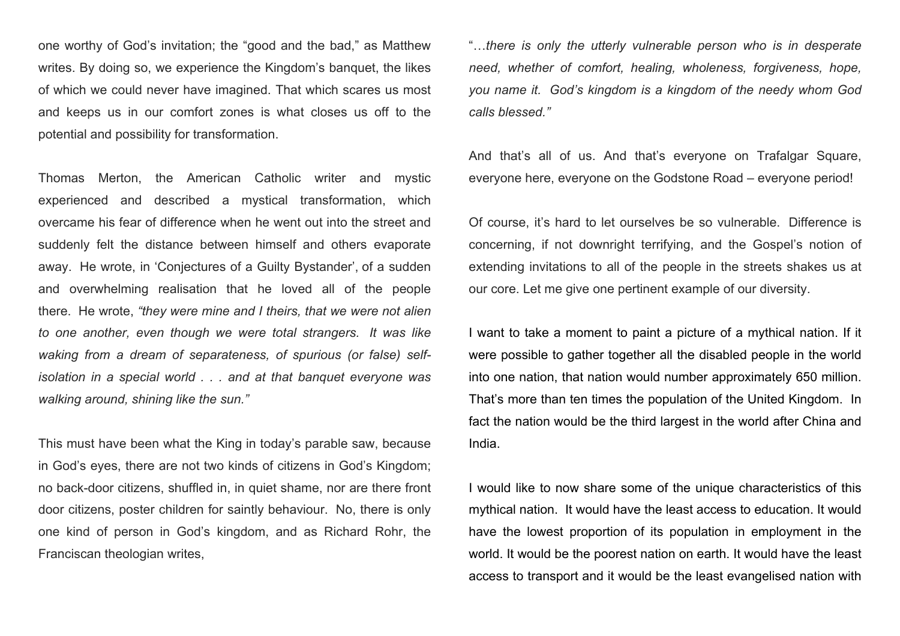one worthy of God's invitation; the "good and the bad," as Matthew writes. By doing so, we experience the Kingdom's banquet, the likes of which we could never have imagined. That which scares us most and keeps us in our comfort zones is what closes us off to the potential and possibility for transformation.

Thomas Merton, the American Catholic writer and mystic experienced and described a mystical transformation, which overcame his fear of difference when he went out into the street and suddenly felt the distance between himself and others evaporate away. He wrote, in 'Conjectures of a Guilty Bystander', of a sudden and overwhelming realisation that he loved all of the people there. He wrote, *"they were mine and I theirs, that we were not alien to one another, even though we were total strangers. It was like waking from a dream of separateness, of spurious (or false) self-isolation in a special world . . . and at that banquet everyone was walking around, shining like the sun."*

This must have been what the King in today's parable saw, because in God's eyes, there are not two kinds of citizens in God's Kingdom; no back-door citizens, shuffled in, in quiet shame, nor are there front door citizens, poster children for saintly behaviour. No, there is only one kind of person in God's kingdom, and as Richard Rohr, the Franciscan theologian writes,

"*…there is only the utterly vulnerable person who is in desperate need, whether of comfort, healing, wholeness, forgiveness, hope, you name it. God's kingdom is a kingdom of the needy whom God calls blessed."*

And that's all of us. And that's everyone on Trafalgar Square, everyone here, everyone on the Godstone Road – everyone period!

Of course, it's hard to let ourselves be so vulnerable. Difference is concerning, if not downright terrifying, and the Gospel's notion of extending invitations to all of the people in the streets shakes us at our core. Let me give one pertinent example of our diversity.

I want to take a moment to paint a picture of a mythical nation. If it were possible to gather together all the disabled people in the world into one nation, that nation would number approximately 650 million. That's more than ten times the population of the United Kingdom. In fact the nation would be the third largest in the world after China and India.

I would like to now share some of the unique characteristics of this mythical nation. It would have the least access to education. It would have the lowest proportion of its population in employment in the world. It would be the poorest nation on earth. It would have the least access to transport and it would be the least evangelised nation with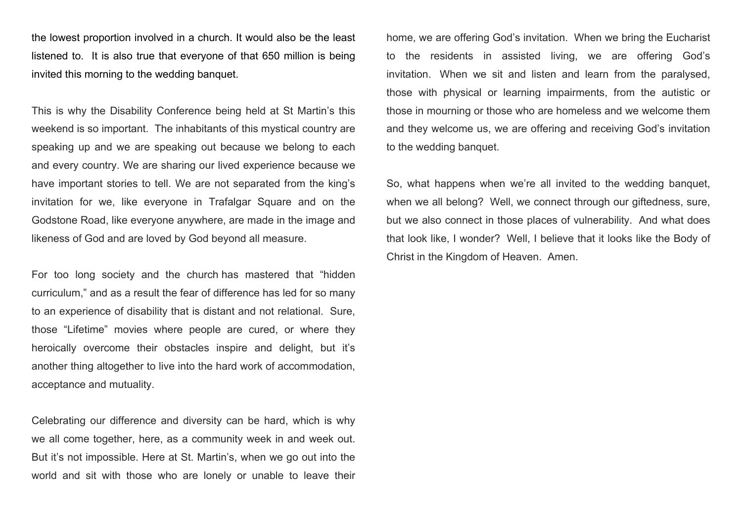the lowest proportion involved in a church. It would also be the least listened to. It is also true that everyone of that 650 million is being invited this morning to the wedding banquet.

This is why the Disability Conference being held at St Martin's this weekend is so important. The inhabitants of this mystical country are speaking up and we are speaking out because we belong to each and every country. We are sharing our lived experience because we have important stories to tell. We are not separated from the king's invitation for we, like everyone in Trafalgar Square and on the Godstone Road, like everyone anywhere, are made in the image and likeness of God and are loved by God beyond all measure.

For too long society and the church has mastered that "hidden curriculum," and as a result the fear of difference has led for so many to an experience of disability that is distant and not relational. Sure, those "Lifetime" movies where people are cured, or where they heroically overcome their obstacles inspire and delight, but it's another thing altogether to live into the hard work of accommodation, acceptance and mutuality.

Celebrating our difference and diversity can be hard, which is why we all come together, here, as a community week in and week out. But it's not impossible. Here at St. Martin's, when we go out into the world and sit with those who are lonely or unable to leave their home, we are offering God's invitation. When we bring the Eucharist to the residents in assisted living, we are offering God's invitation. When we sit and listen and learn from the paralysed, those with physical or learning impairments, from the autistic or those in mourning or those who are homeless and we welcome them and they welcome us, we are offering and receiving God's invitation to the wedding banquet.

So, what happens when we're all invited to the wedding banquet, when we all belong? Well, we connect through our giftedness, sure, but we also connect in those places of vulnerability. And what does that look like, I wonder? Well, I believe that it looks like the Body of Christ in the Kingdom of Heaven. Amen.